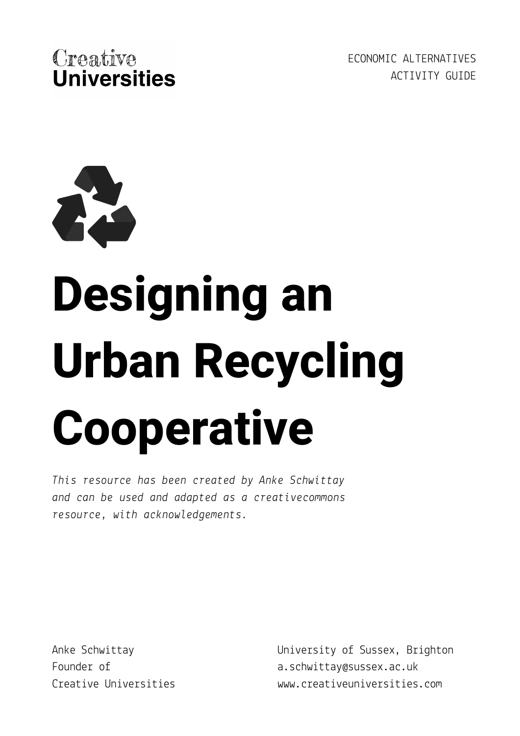Creative Universities

ECONOMIC ALTERNATIVES
ACTIVITY GUIDE

# Designing an Urban Recycling Cooperative

*This resource has been created by Anke Schwittay and can be used and adapted as a creativecommons resource, with acknowledgements.*

Anke Schwittay
Founder of
Creative Universities

University of Sussex, Brighton
a.schwittay@sussex.ac.uk
www.creativeuniversities.com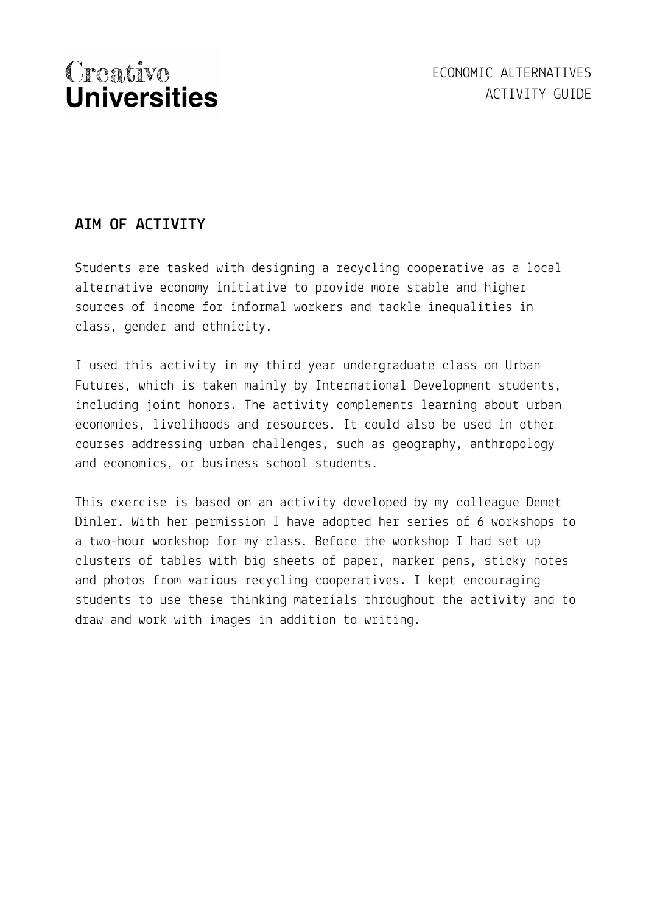## AIM OF ACTIVITY

Students are tasked with designing a recycling cooperative as a local alternative economy initiative to provide more stable and higher sources of income for informal workers and tackle inequalities in class, gender and ethnicity.

I used this activity in my third year undergraduate class on Urban Futures, which is taken mainly by International Development students, including joint honors. The activity complements learning about urban economies, livelihoods and resources. It could also be used in other courses addressing urban challenges, such as geography, anthropology and economics, or business school students.

This exercise is based on an activity developed by my colleague Demet Dinler. With her permission I have adopted her series of 6 workshops to a two-hour workshop for my class. Before the workshop I had set up clusters of tables with big sheets of paper, marker pens, sticky notes and photos from various recycling cooperatives. I kept encouraging students to use these thinking materials throughout the activity and to draw and work with images in addition to writing.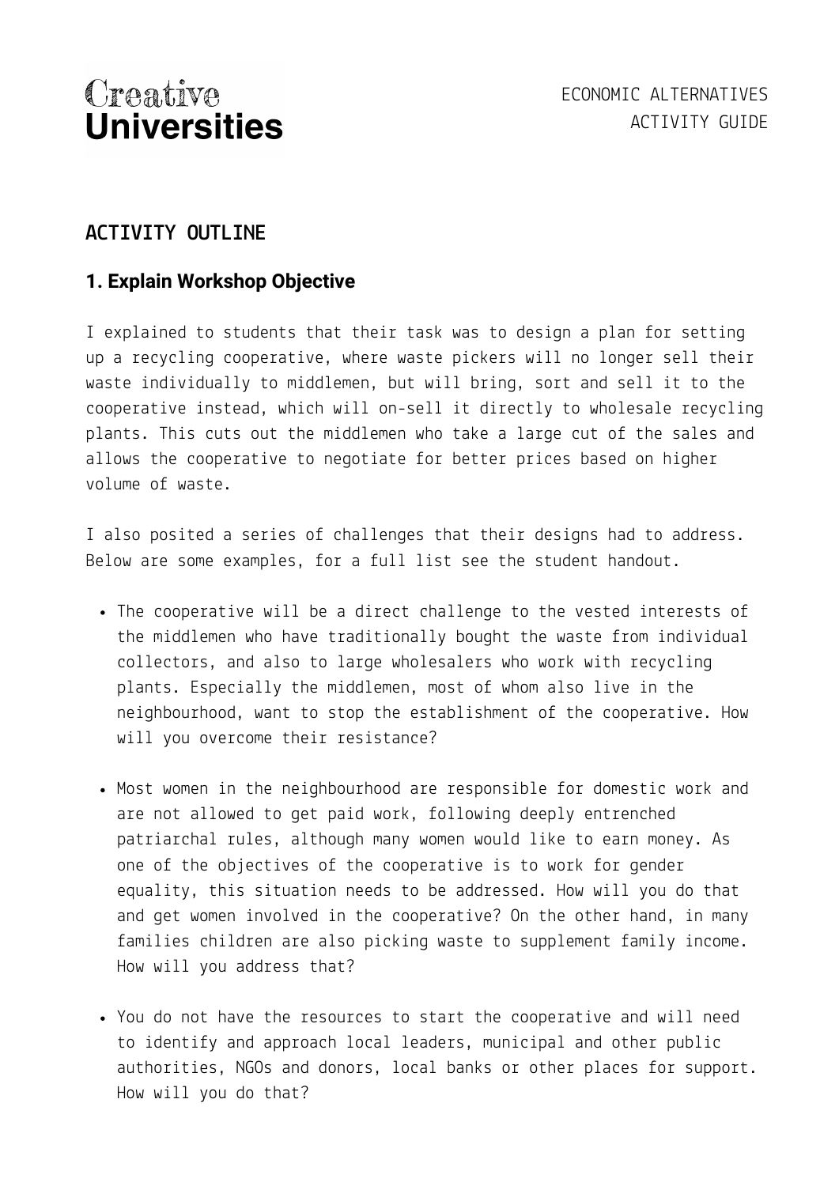## ACTIVITY OUTLINE

### 1. Explain Workshop Objective

I explained to students that their task was to design a plan for setting up a recycling cooperative, where waste pickers will no longer sell their waste individually to middlemen, but will bring, sort and sell it to the cooperative instead, which will on-sell it directly to wholesale recycling plants. This cuts out the middlemen who take a large cut of the sales and allows the cooperative to negotiate for better prices based on higher volume of waste.

I also posited a series of challenges that their designs had to address. Below are some examples, for a full list see the student handout.

- The cooperative will be a direct challenge to the vested interests of the middlemen who have traditionally bought the waste from individual collectors, and also to large wholesalers who work with recycling plants. Especially the middlemen, most of whom also live in the neighbourhood, want to stop the establishment of the cooperative. How will you overcome their resistance?

- Most women in the neighbourhood are responsible for domestic work and are not allowed to get paid work, following deeply entrenched patriarchal rules, although many women would like to earn money. As one of the objectives of the cooperative is to work for gender equality, this situation needs to be addressed. How will you do that and get women involved in the cooperative? On the other hand, in many families children are also picking waste to supplement family income. How will you address that?

- You do not have the resources to start the cooperative and will need to identify and approach local leaders, municipal and other public authorities, NGOs and donors, local banks or other places for support. How will you do that?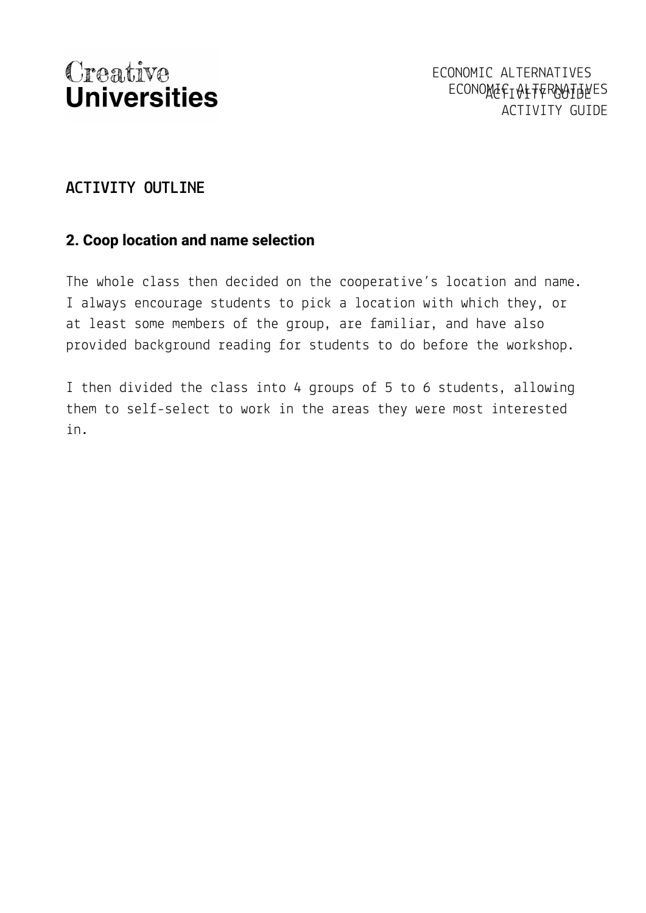## ACTIVITY OUTLINE

### 2. Coop location and name selection

The whole class then decided on the cooperative's location and name. I always encourage students to pick a location with which they, or at least some members of the group, are familiar, and have also provided background reading for students to do before the workshop.

I then divided the class into 4 groups of 5 to 6 students, allowing them to self-select to work in the areas they were most interested in.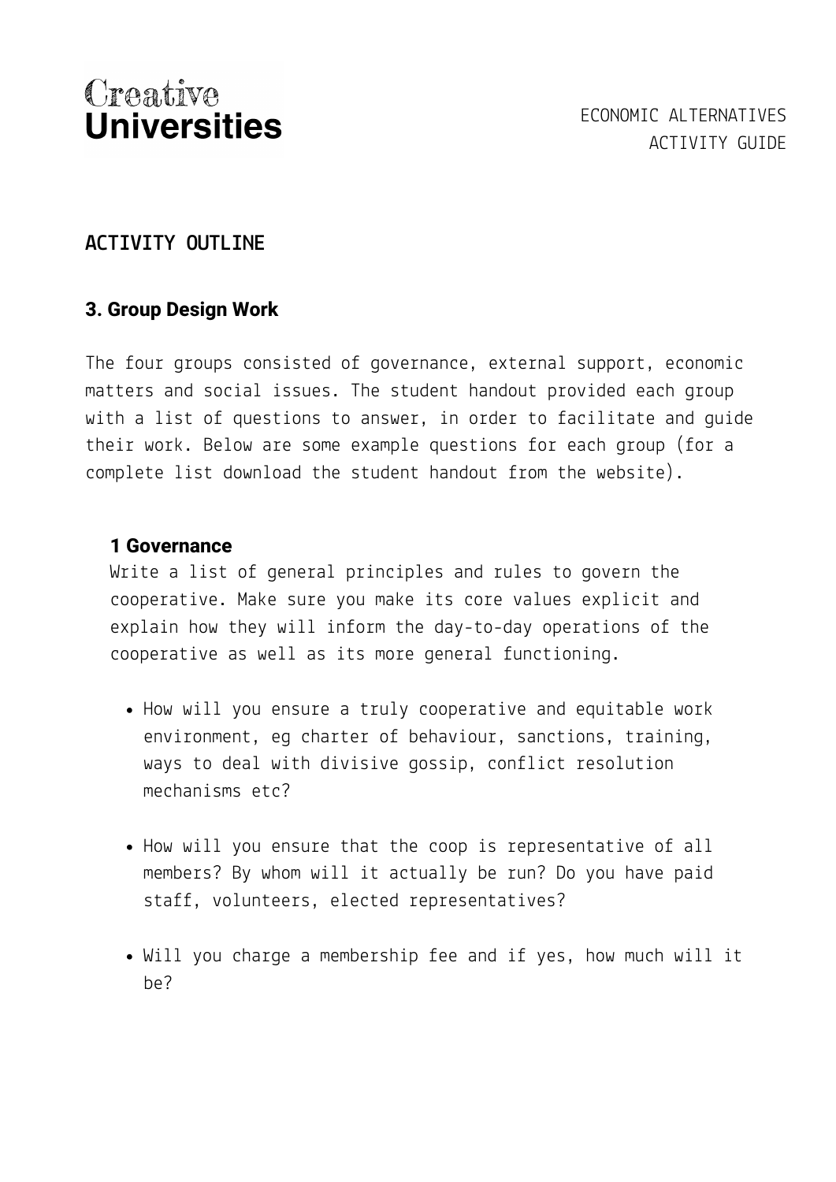## ACTIVITY OUTLINE

### 3. Group Design Work

The four groups consisted of governance, external support, economic matters and social issues. The student handout provided each group with a list of questions to answer, in order to facilitate and guide their work. Below are some example questions for each group (for a complete list download the student handout from the website).

#### 1 Governance

Write a list of general principles and rules to govern the cooperative. Make sure you make its core values explicit and explain how they will inform the day-to-day operations of the cooperative as well as its more general functioning.

- How will you ensure a truly cooperative and equitable work environment, eg charter of behaviour, sanctions, training, ways to deal with divisive gossip, conflict resolution mechanisms etc?
- How will you ensure that the coop is representative of all members? By whom will it actually be run? Do you have paid staff, volunteers, elected representatives?
- Will you charge a membership fee and if yes, how much will it be?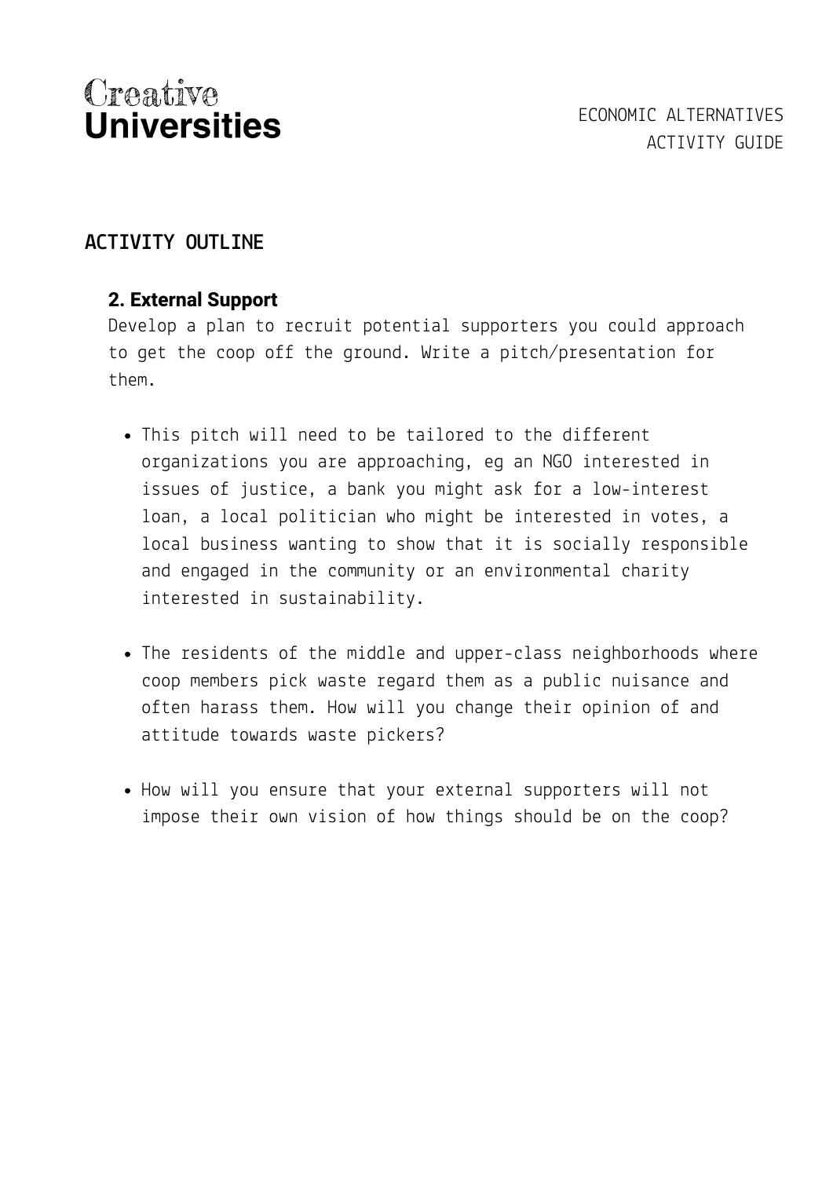## ACTIVITY OUTLINE

### 2. External Support

Develop a plan to recruit potential supporters you could approach to get the coop off the ground. Write a pitch/presentation for them.

- This pitch will need to be tailored to the different organizations you are approaching, eg an NGO interested in issues of justice, a bank you might ask for a low-interest loan, a local politician who might be interested in votes, a local business wanting to show that it is socially responsible and engaged in the community or an environmental charity interested in sustainability.
- The residents of the middle and upper-class neighborhoods where coop members pick waste regard them as a public nuisance and often harass them. How will you change their opinion of and attitude towards waste pickers?
- How will you ensure that your external supporters will not impose their own vision of how things should be on the coop?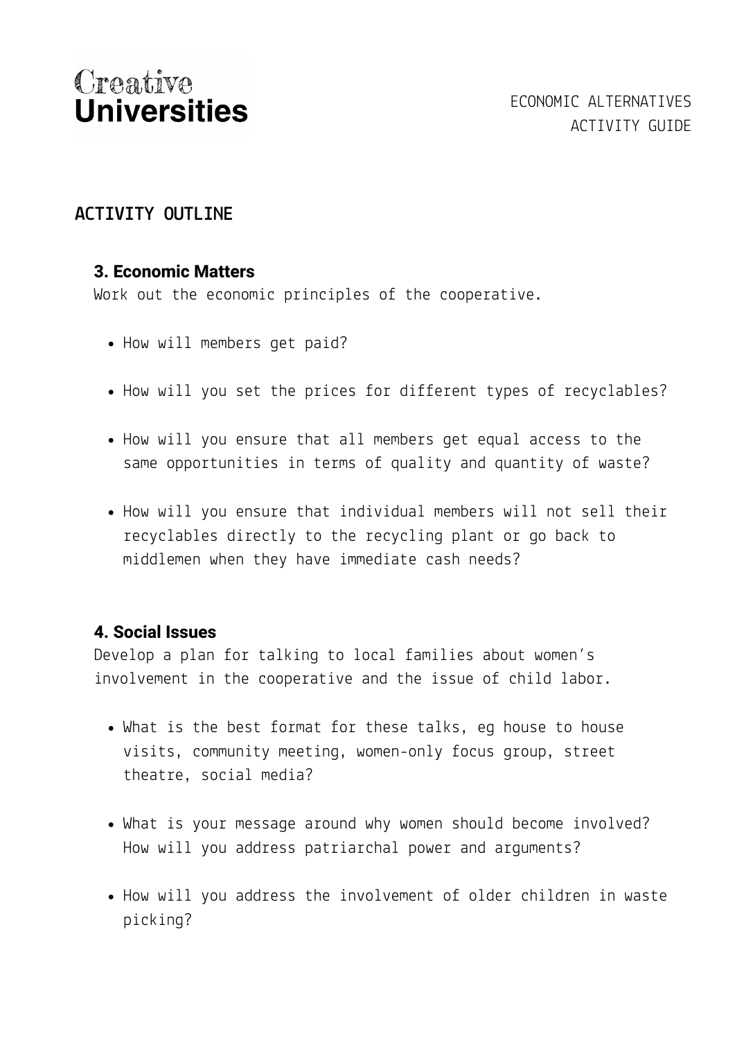## ACTIVITY OUTLINE

### 3. Economic Matters

Work out the economic principles of the cooperative.

- How will members get paid?
- How will you set the prices for different types of recyclables?
- How will you ensure that all members get equal access to the same opportunities in terms of quality and quantity of waste?
- How will you ensure that individual members will not sell their recyclables directly to the recycling plant or go back to middlemen when they have immediate cash needs?

### 4. Social Issues

Develop a plan for talking to local families about women's involvement in the cooperative and the issue of child labor.

- What is the best format for these talks, eg house to house visits, community meeting, women-only focus group, street theatre, social media?
- What is your message around why women should become involved? How will you address patriarchal power and arguments?
- How will you address the involvement of older children in waste picking?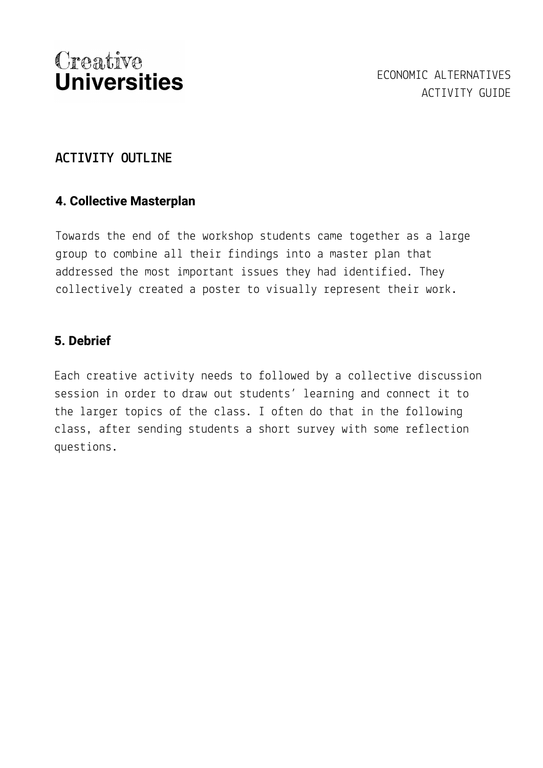## ACTIVITY OUTLINE

### 4. Collective Masterplan

Towards the end of the workshop students came together as a large group to combine all their findings into a master plan that addressed the most important issues they had identified. They collectively created a poster to visually represent their work.

### 5. Debrief

Each creative activity needs to followed by a collective discussion session in order to draw out students' learning and connect it to the larger topics of the class. I often do that in the following class, after sending students a short survey with some reflection questions.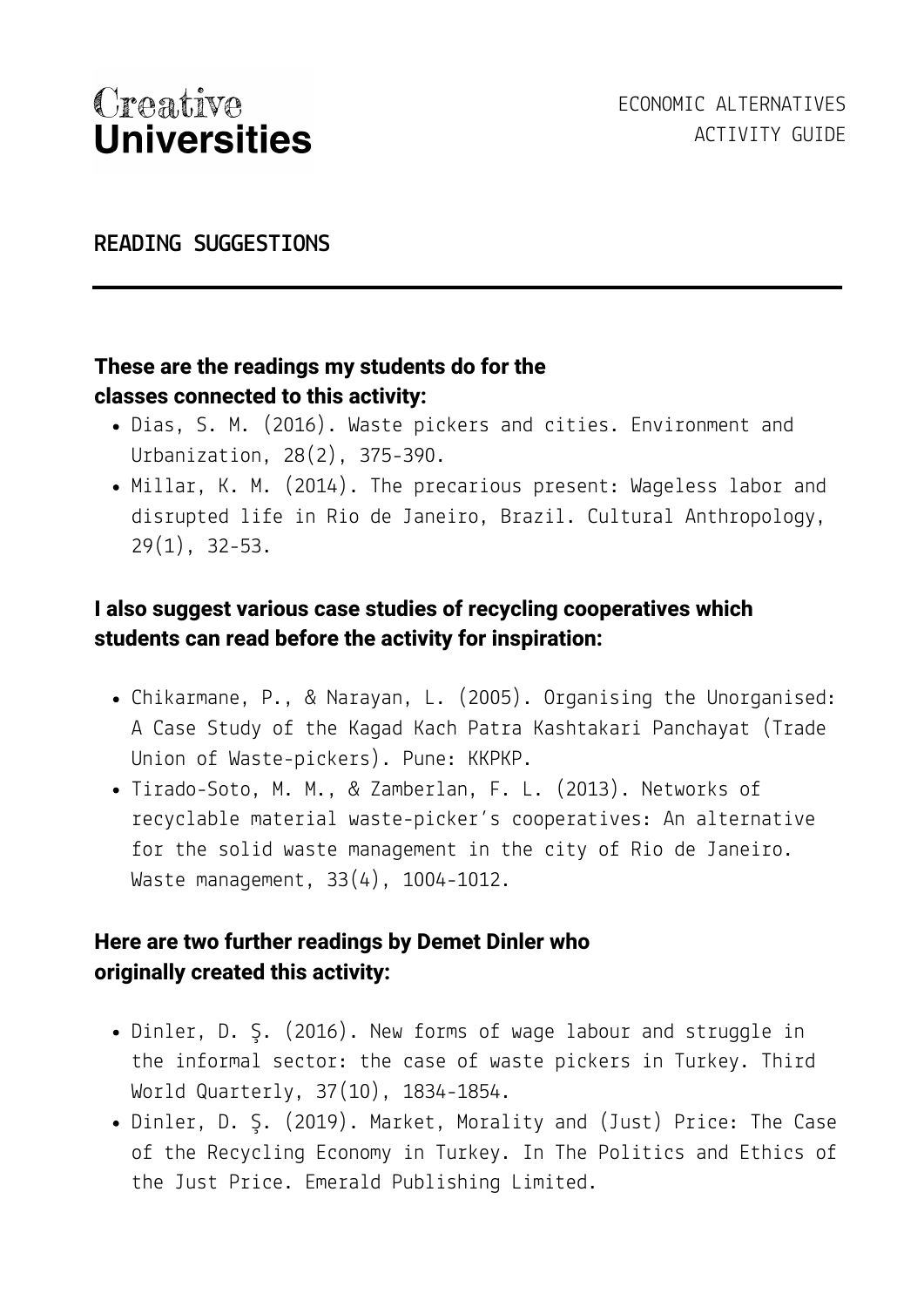## READING SUGGESTIONS

**These are the readings my students do for the classes connected to this activity:**

- Dias, S. M. (2016). Waste pickers and cities. Environment and Urbanization, 28(2), 375-390.
- Millar, K. M. (2014). The precarious present: Wageless labor and disrupted life in Rio de Janeiro, Brazil. Cultural Anthropology, 29(1), 32-53.

**I also suggest various case studies of recycling cooperatives which students can read before the activity for inspiration:**

- Chikarmane, P., & Narayan, L. (2005). Organising the Unorganised: A Case Study of the Kagad Kach Patra Kashtakari Panchayat (Trade Union of Waste-pickers). Pune: KKPKP.
- Tirado-Soto, M. M., & Zamberlan, F. L. (2013). Networks of recyclable material waste-picker's cooperatives: An alternative for the solid waste management in the city of Rio de Janeiro. Waste management, 33(4), 1004-1012.

**Here are two further readings by Demet Dinler who originally created this activity:**

- Dinler, D. Ş. (2016). New forms of wage labour and struggle in the informal sector: the case of waste pickers in Turkey. Third World Quarterly, 37(10), 1834-1854.
- Dinler, D. Ş. (2019). Market, Morality and (Just) Price: The Case of the Recycling Economy in Turkey. In The Politics and Ethics of the Just Price. Emerald Publishing Limited.